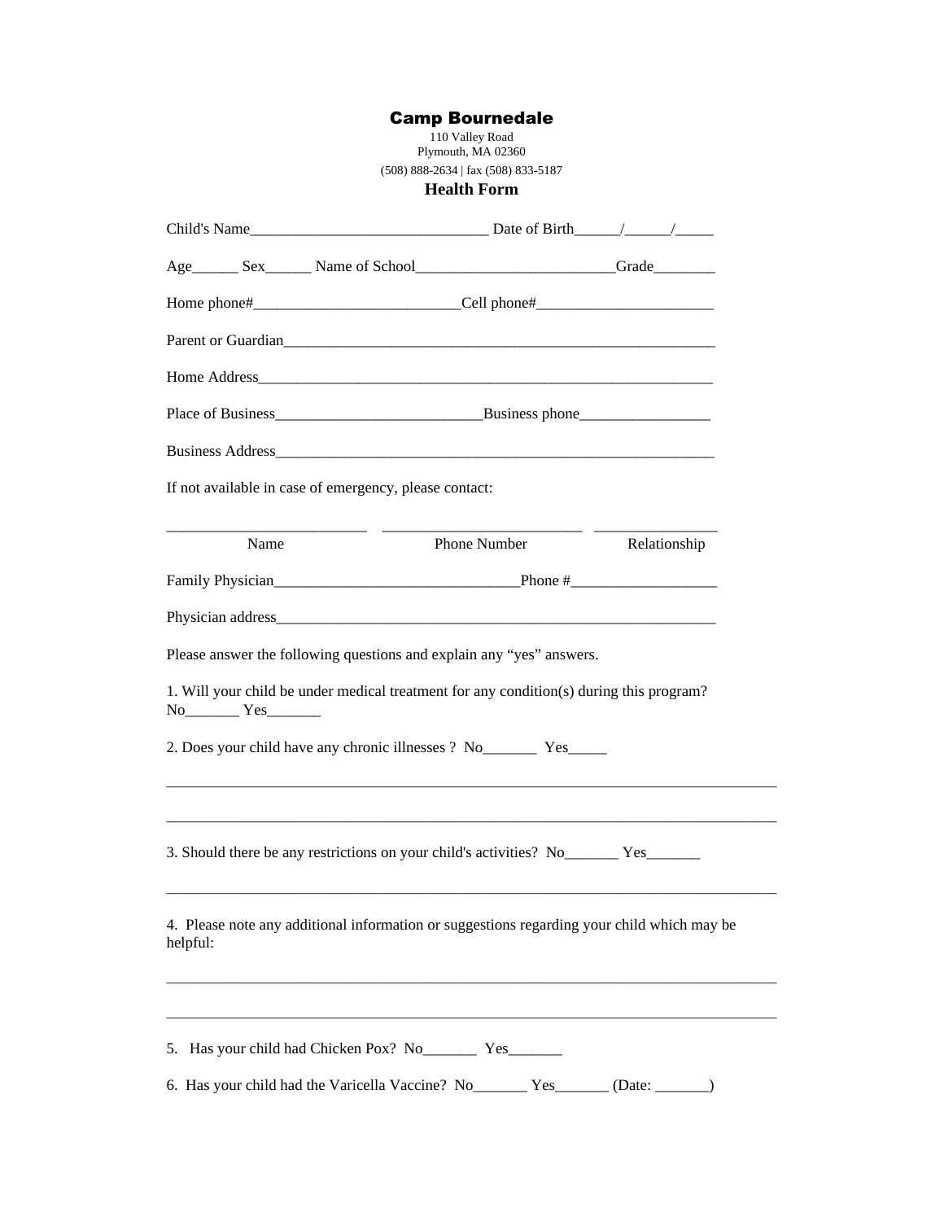# Camp Bournedale

110 Valley Road
Plymouth, MA 02360
(508) 888-2634 | fax (508) 833-5187

## Health Form

Child's Name_______________________________ Date of Birth______/______/_____

Age______ Sex______ Name of School__________________________Grade________

Home phone#___________________________Cell phone#_______________________

Parent or Guardian__________________________________________________________

Home Address______________________________________________________________

Place of Business___________________________Business phone_________________

Business Address____________________________________________________________

If not available in case of emergency, please contact:

__________________________ __________________________ ________________
Name Phone Number Relationship

Family Physician________________________________Phone #___________________

Physician address____________________________________________________________

Please answer the following questions and explain any "yes" answers.

1. Will your child be under medical treatment for any condition(s) during this program?
No_______ Yes_______

2. Does your child have any chronic illnesses ? No_______ Yes_____

________________________________________________________________________________

________________________________________________________________________________

3. Should there be any restrictions on your child's activities? No_______ Yes_______

________________________________________________________________________________

4. Please note any additional information or suggestions regarding your child which may be helpful:

________________________________________________________________________________

________________________________________________________________________________

5. Has your child had Chicken Pox? No_______ Yes_______

6. Has your child had the Varicella Vaccine? No_______ Yes_______ (Date: _______)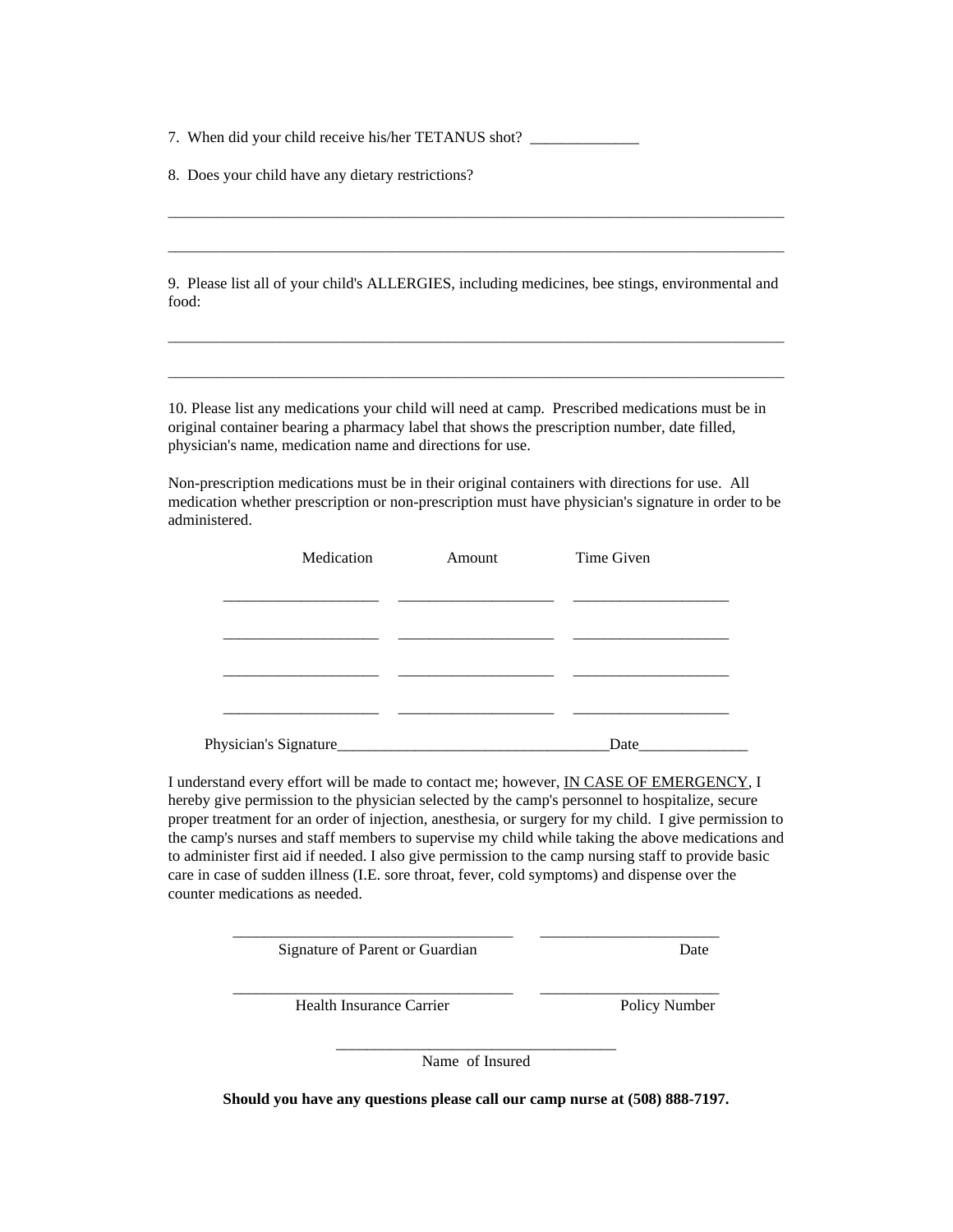7. When did your child receive his/her TETANUS shot? ______________

8. Does your child have any dietary restrictions?

________________________________________________________________________________

________________________________________________________________________________

9. Please list all of your child's ALLERGIES, including medicines, bee stings, environmental and food:

________________________________________________________________________________

________________________________________________________________________________

10. Please list any medications your child will need at camp. Prescribed medications must be in original container bearing a pharmacy label that shows the prescription number, date filled, physician's name, medication name and directions for use.

Non-prescription medications must be in their original containers with directions for use. All medication whether prescription or non-prescription must have physician's signature in order to be administered.

| Medication | Amount | Time Given |
|---|---|---|
| ____________________ | ____________________ | ____________________ |
| ____________________ | ____________________ | ____________________ |
| ____________________ | ____________________ | ____________________ |
| ____________________ | ____________________ | ____________________ |

Physician's Signature____________________________________Date______________

I understand every effort will be made to contact me; however, <u>IN CASE OF EMERGENCY</u>, I hereby give permission to the physician selected by the camp's personnel to hospitalize, secure proper treatment for an order of injection, anesthesia, or surgery for my child. I give permission to the camp's nurses and staff members to supervise my child while taking the above medications and to administer first aid if needed. I also give permission to the camp nursing staff to provide basic care in case of sudden illness (I.E. sore throat, fever, cold symptoms) and dispense over the counter medications as needed.

_____________________________________ _______________________
Signature of Parent or Guardian Date

_____________________________________ _______________________
Health Insurance Carrier Policy Number

_____________________________________
Name of Insured

**Should you have any questions please call our camp nurse at (508) 888-7197.**